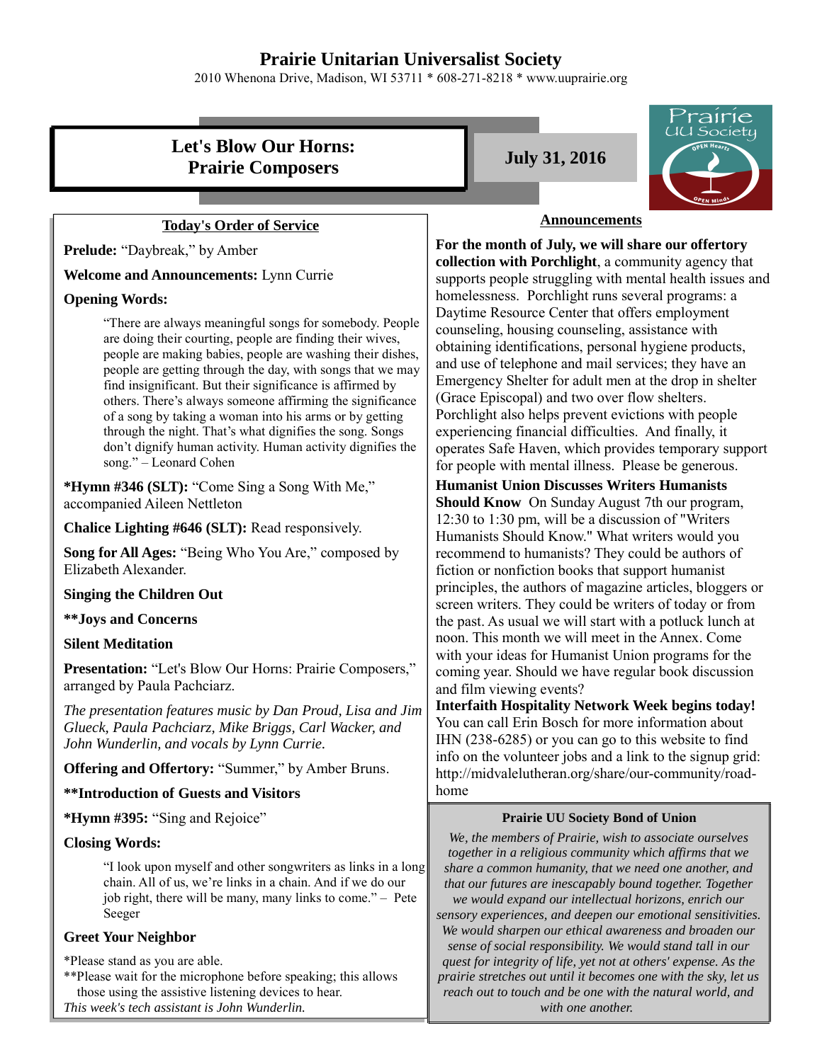# Prairie Unitarian Universalist Society

2010 Whenona Drive, Madison, WI 53711 * 608-271-8218 * www.uuprairie.org

## Let's Blow Our Horns: Prairie Composers

**July 31, 2016**

### Today's Order of Service

**Prelude:** "Daybreak," by Amber

**Welcome and Announcements:** Lynn Currie

**Opening Words:**

> "There are always meaningful songs for somebody. People are doing their courting, people are finding their wives, people are making babies, people are washing their dishes, people are getting through the day, with songs that we may find insignificant. But their significance is affirmed by others. There's always someone affirming the significance of a song by taking a woman into his arms or by getting through the night. That's what dignifies the song. Songs don't dignify human activity. Human activity dignifies the song." – Leonard Cohen

**\*Hymn #346 (SLT):** "Come Sing a Song With Me," accompanied Aileen Nettleton

**Chalice Lighting #646 (SLT):** Read responsively.

**Song for All Ages:** "Being Who You Are," composed by Elizabeth Alexander.

**Singing the Children Out**

**\*\*Joys and Concerns**

**Silent Meditation**

**Presentation:** "Let's Blow Our Horns: Prairie Composers," arranged by Paula Pachciarz.

*The presentation features music by Dan Proud, Lisa and Jim Glueck, Paula Pachciarz, Mike Briggs, Carl Wacker, and John Wunderlin, and vocals by Lynn Currie.*

**Offering and Offertory:** "Summer," by Amber Bruns.

**\*\*Introduction of Guests and Visitors**

**\*Hymn #395:** "Sing and Rejoice"

**Closing Words:**

> "I look upon myself and other songwriters as links in a long chain. All of us, we're links in a chain. And if we do our job right, there will be many, many links to come." – Pete Seeger

**Greet Your Neighbor**

\*Please stand as you are able.
\*\*Please wait for the microphone before speaking; this allows those using the assistive listening devices to hear.
*This week's tech assistant is John Wunderlin.*

### Announcements

**For the month of July, we will share our offertory collection with Porchlight**, a community agency that supports people struggling with mental health issues and homelessness. Porchlight runs several programs: a Daytime Resource Center that offers employment counseling, housing counseling, assistance with obtaining identifications, personal hygiene products, and use of telephone and mail services; they have an Emergency Shelter for adult men at the drop in shelter (Grace Episcopal) and two over flow shelters. Porchlight also helps prevent evictions with people experiencing financial difficulties. And finally, it operates Safe Haven, which provides temporary support for people with mental illness. Please be generous.

**Humanist Union Discusses Writers Humanists Should Know** On Sunday August 7th our program, 12:30 to 1:30 pm, will be a discussion of "Writers Humanists Should Know." What writers would you recommend to humanists? They could be authors of fiction or nonfiction books that support humanist principles, the authors of magazine articles, bloggers or screen writers. They could be writers of today or from the past. As usual we will start with a potluck lunch at noon. This month we will meet in the Annex. Come with your ideas for Humanist Union programs for the coming year. Should we have regular book discussion and film viewing events?

**Interfaith Hospitality Network Week begins today!** You can call Erin Bosch for more information about IHN (238-6285) or you can go to this website to find info on the volunteer jobs and a link to the signup grid: http://midvalelutheran.org/share/our-community/road-home

### Prairie UU Society Bond of Union

*We, the members of Prairie, wish to associate ourselves together in a religious community which affirms that we share a common humanity, that we need one another, and that our futures are inescapably bound together. Together we would expand our intellectual horizons, enrich our sensory experiences, and deepen our emotional sensitivities. We would sharpen our ethical awareness and broaden our sense of social responsibility. We would stand tall in our quest for integrity of life, yet not at others' expense. As the prairie stretches out until it becomes one with the sky, let us reach out to touch and be one with the natural world, and with one another.*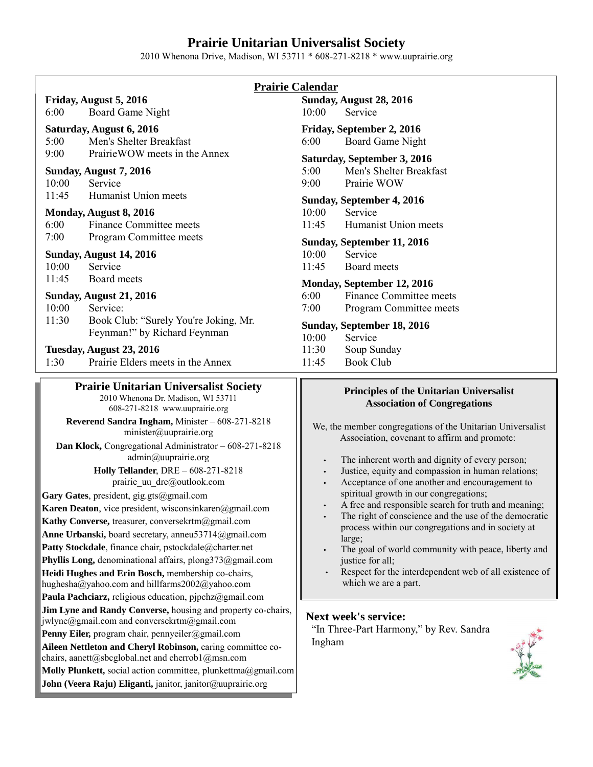# Prairie Unitarian Universalist Society

2010 Whenona Drive, Madison, WI 53711 * 608-271-8218 * www.uuprairie.org

## Prairie Calendar

**Friday, August 5, 2016**
6:00 Board Game Night

**Saturday, August 6, 2016**
5:00 Men's Shelter Breakfast
9:00 PrairieWOW meets in the Annex

**Sunday, August 7, 2016**
10:00 Service
11:45 Humanist Union meets

**Monday, August 8, 2016**
6:00 Finance Committee meets
7:00 Program Committee meets

**Sunday, August 14, 2016**
10:00 Service
11:45 Board meets

**Sunday, August 21, 2016**
10:00 Service:
11:30 Book Club: "Surely You're Joking, Mr. Feynman!" by Richard Feynman

**Tuesday, August 23, 2016**
1:30 Prairie Elders meets in the Annex

**Sunday, August 28, 2016**
10:00 Service

**Friday, September 2, 2016**
6:00 Board Game Night

**Saturday, September 3, 2016**
5:00 Men's Shelter Breakfast
9:00 Prairie WOW

**Sunday, September 4, 2016**
10:00 Service
11:45 Humanist Union meets

**Sunday, September 11, 2016**
10:00 Service
11:45 Board meets

**Monday, September 12, 2016**
6:00 Finance Committee meets
7:00 Program Committee meets

**Sunday, September 18, 2016**
10:00 Service
11:30 Soup Sunday
11:45 Book Club

## Prairie Unitarian Universalist Society

2010 Whenona Dr. Madison, WI 53711
608-271-8218 www.uuprairie.org

**Reverend Sandra Ingham,** Minister – 608-271-8218
minister@uuprairie.org

**Dan Klock,** Congregational Administrator – 608-271-8218
admin@uuprairie.org

**Holly Tellander**, DRE – 608-271-8218
prairie_uu_dre@outlook.com

**Gary Gates**, president, gig.gts@gmail.com
**Karen Deaton**, vice president, wisconsinkaren@gmail.com
**Kathy Converse,** treasurer, conversekrtm@gmail.com
**Anne Urbanski,** board secretary, anneu53714@gmail.com
**Patty Stockdale**, finance chair, pstockdale@charter.net
**Phyllis Long,** denominational affairs, plong373@gmail.com
**Heidi Hughes and Erin Bosch,** membership co-chairs, hughesha@yahoo.com and hillfarms2002@yahoo.com
**Paula Pachciarz,** religious education, pjpchz@gmail.com
**Jim Lyne and Randy Converse,** housing and property co-chairs, jwlyne@gmail.com and conversekrtm@gmail.com
**Penny Eiler,** program chair, pennyeiler@gmail.com
**Aileen Nettleton and Cheryl Robinson,** caring committee co-chairs, aanett@sbcglobal.net and cherrob1@msn.com
**Molly Plunkett,** social action committee, plunkettma@gmail.com
**John (Veera Raju) Eliganti,** janitor, janitor@uuprairie.org

### Principles of the Unitarian Universalist Association of Congregations

We, the member congregations of the Unitarian Universalist Association, covenant to affirm and promote:

- The inherent worth and dignity of every person;
- Justice, equity and compassion in human relations;
- Acceptance of one another and encouragement to spiritual growth in our congregations;
- A free and responsible search for truth and meaning;
- The right of conscience and the use of the democratic process within our congregations and in society at large;
- The goal of world community with peace, liberty and justice for all;
- Respect for the interdependent web of all existence of which we are a part.

### Next week's service:

"In Three-Part Harmony," by Rev. Sandra Ingham